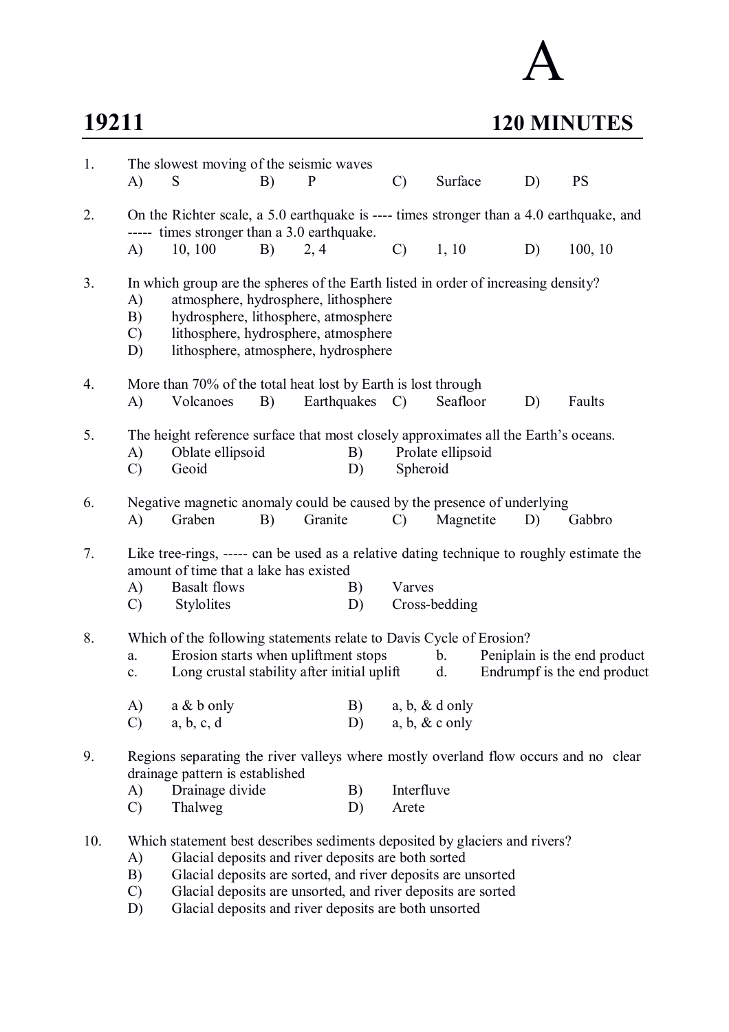# A

**19211** **120 MINUTES**

1. The slowest moving of the seismic waves
   A) S B) P C) Surface D) PS

2. On the Richter scale, a 5.0 earthquake is ---- times stronger than a 4.0 earthquake, and ----- times stronger than a 3.0 earthquake.
   A) 10, 100 B) 2, 4 C) 1, 10 D) 100, 10

3. In which group are the spheres of the Earth listed in order of increasing density?
   A) atmosphere, hydrosphere, lithosphere
   B) hydrosphere, lithosphere, atmosphere
   C) lithosphere, hydrosphere, atmosphere
   D) lithosphere, atmosphere, hydrosphere

4. More than 70% of the total heat lost by Earth is lost through
   A) Volcanoes B) Earthquakes C) Seafloor D) Faults

5. The height reference surface that most closely approximates all the Earth's oceans.
   A) Oblate ellipsoid B) Prolate ellipsoid
   C) Geoid D) Spheroid

6. Negative magnetic anomaly could be caused by the presence of underlying
   A) Graben B) Granite C) Magnetite D) Gabbro

7. Like tree-rings, ----- can be used as a relative dating technique to roughly estimate the amount of time that a lake has existed
   A) Basalt flows B) Varves
   C) Stylolites D) Cross-bedding

8. Which of the following statements relate to Davis Cycle of Erosion?
   a. Erosion starts when upliftment stops b. Peniplain is the end product
   c. Long crustal stability after initial uplift d. Endrumpf is the end product

   A) a & b only B) a, b, & d only
   C) a, b, c, d D) a, b, & c only

9. Regions separating the river valleys where mostly overland flow occurs and no clear drainage pattern is established
   A) Drainage divide B) Interfluve
   C) Thalweg D) Arete

10. Which statement best describes sediments deposited by glaciers and rivers?
    A) Glacial deposits and river deposits are both sorted
    B) Glacial deposits are sorted, and river deposits are unsorted
    C) Glacial deposits are unsorted, and river deposits are sorted
    D) Glacial deposits and river deposits are both unsorted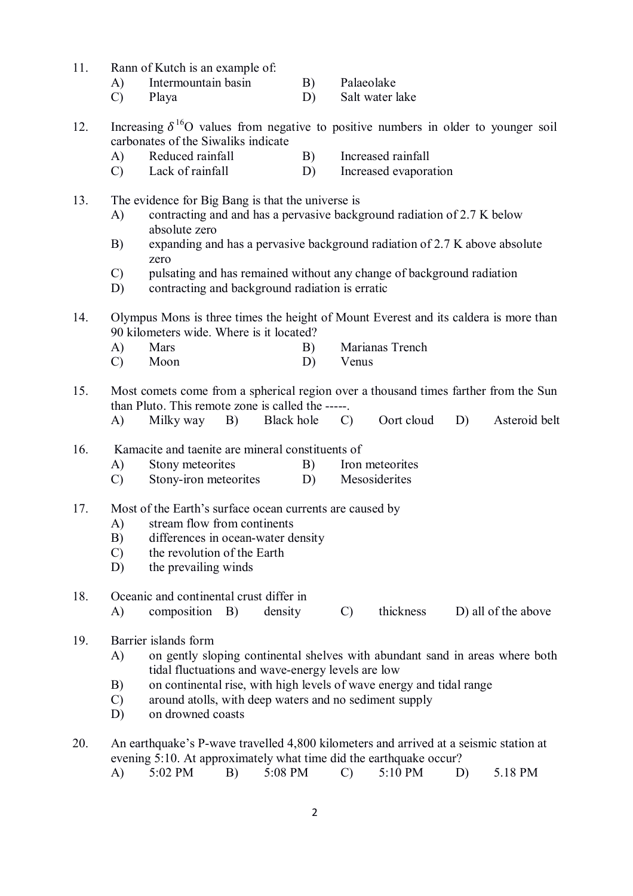11. Rann of Kutch is an example of:
    A) Intermountain basin B) Palaeolake
    C) Playa D) Salt water lake

12. Increasing $\delta^{16}$O values from negative to positive numbers in older to younger soil carbonates of the Siwaliks indicate
    A) Reduced rainfall B) Increased rainfall
    C) Lack of rainfall D) Increased evaporation

13. The evidence for Big Bang is that the universe is
    A) contracting and and has a pervasive background radiation of 2.7 K below absolute zero
    B) expanding and has a pervasive background radiation of 2.7 K above absolute zero
    C) pulsating and has remained without any change of background radiation
    D) contracting and background radiation is erratic

14. Olympus Mons is three times the height of Mount Everest and its caldera is more than 90 kilometers wide. Where is it located?
    A) Mars B) Marianas Trench
    C) Moon D) Venus

15. Most comets come from a spherical region over a thousand times farther from the Sun than Pluto. This remote zone is called the -----.
    A) Milky way B) Black hole C) Oort cloud D) Asteroid belt

16. Kamacite and taenite are mineral constituents of
    A) Stony meteorites B) Iron meteorites
    C) Stony-iron meteorites D) Mesosiderites

17. Most of the Earth's surface ocean currents are caused by
    A) stream flow from continents
    B) differences in ocean-water density
    C) the revolution of the Earth
    D) the prevailing winds

18. Oceanic and continental crust differ in
    A) composition B) density C) thickness D) all of the above

19. Barrier islands form
    A) on gently sloping continental shelves with abundant sand in areas where both tidal fluctuations and wave-energy levels are low
    B) on continental rise, with high levels of wave energy and tidal range
    C) around atolls, with deep waters and no sediment supply
    D) on drowned coasts

20. An earthquake's P-wave travelled 4,800 kilometers and arrived at a seismic station at evening 5:10. At approximately what time did the earthquake occur?
    A) 5:02 PM B) 5:08 PM C) 5:10 PM D) 5.18 PM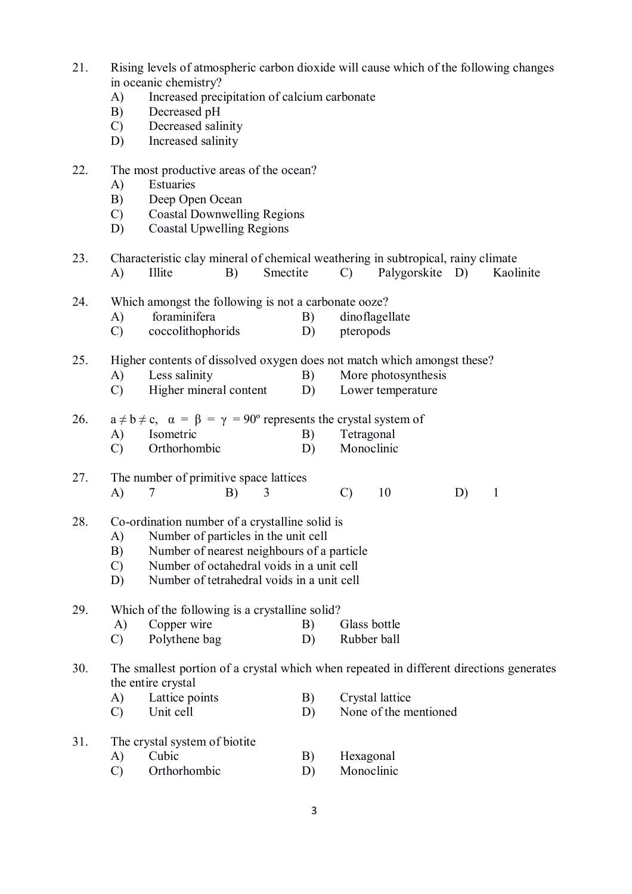21. Rising levels of atmospheric carbon dioxide will cause which of the following changes in oceanic chemistry?
    A) Increased precipitation of calcium carbonate
    B) Decreased pH
    C) Decreased salinity
    D) Increased salinity

22. The most productive areas of the ocean?
    A) Estuaries
    B) Deep Open Ocean
    C) Coastal Downwelling Regions
    D) Coastal Upwelling Regions

23. Characteristic clay mineral of chemical weathering in subtropical, rainy climate
    A) Illite B) Smectite C) Palygorskite D) Kaolinite

24. Which amongst the following is not a carbonate ooze?
    A) foraminifera B) dinoflagellate
    C) coccolithophorids D) pteropods

25. Higher contents of dissolved oxygen does not match which amongst these?
    A) Less salinity B) More photosynthesis
    C) Higher mineral content D) Lower temperature

26. $a \neq b \neq c$, $\alpha = \beta = \gamma = 90^{\circ}$ represents the crystal system of
    A) Isometric B) Tetragonal
    C) Orthorhombic D) Monoclinic

27. The number of primitive space lattices
    A) 7 B) 3 C) 10 D) 1

28. Co-ordination number of a crystalline solid is
    A) Number of particles in the unit cell
    B) Number of nearest neighbours of a particle
    C) Number of octahedral voids in a unit cell
    D) Number of tetrahedral voids in a unit cell

29. Which of the following is a crystalline solid?
    A) Copper wire B) Glass bottle
    C) Polythene bag D) Rubber ball

30. The smallest portion of a crystal which when repeated in different directions generates the entire crystal
    A) Lattice points B) Crystal lattice
    C) Unit cell D) None of the mentioned

31. The crystal system of biotite
    A) Cubic B) Hexagonal
    C) Orthorhombic D) Monoclinic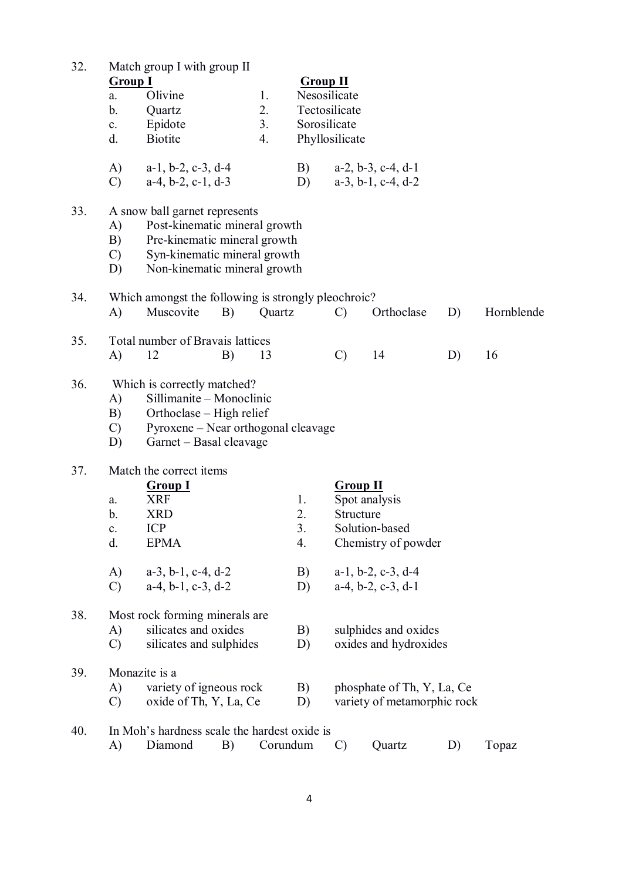32. Match group I with group II

| | **Group I** | | **Group II** |
|---|---|---|---|
| a. | Olivine | 1. | Nesosilicate |
| b. | Quartz | 2. | Tectosilicate |
| c. | Epidote | 3. | Sorosilicate |
| d. | Biotite | 4. | Phyllosilicate |

A) a-1, b-2, c-3, d-4 B) a-2, b-3, c-4, d-1
C) a-4, b-2, c-1, d-3 D) a-3, b-1, c-4, d-2

33. A snow ball garnet represents
A) Post-kinematic mineral growth
B) Pre-kinematic mineral growth
C) Syn-kinematic mineral growth
D) Non-kinematic mineral growth

34. Which amongst the following is strongly pleochroic?
A) Muscovite B) Quartz C) Orthoclase D) Hornblende

35. Total number of Bravais lattices
A) 12 B) 13 C) 14 D) 16

36. Which is correctly matched?
A) Sillimanite – Monoclinic
B) Orthoclase – High relief
C) Pyroxene – Near orthogonal cleavage
D) Garnet – Basal cleavage

37. Match the correct items

| | **Group I** | | **Group II** |
|---|---|---|---|
| a. | XRF | 1. | Spot analysis |
| b. | XRD | 2. | Structure |
| c. | ICP | 3. | Solution-based |
| d. | EPMA | 4. | Chemistry of powder |

A) a-3, b-1, c-4, d-2 B) a-1, b-2, c-3, d-4
C) a-4, b-1, c-3, d-2 D) a-4, b-2, c-3, d-1

38. Most rock forming minerals are
A) silicates and oxides B) sulphides and oxides
C) silicates and sulphides D) oxides and hydroxides

39. Monazite is a
A) variety of igneous rock B) phosphate of Th, Y, La, Ce
C) oxide of Th, Y, La, Ce D) variety of metamorphic rock

40. In Moh's hardness scale the hardest oxide is
A) Diamond B) Corundum C) Quartz D) Topaz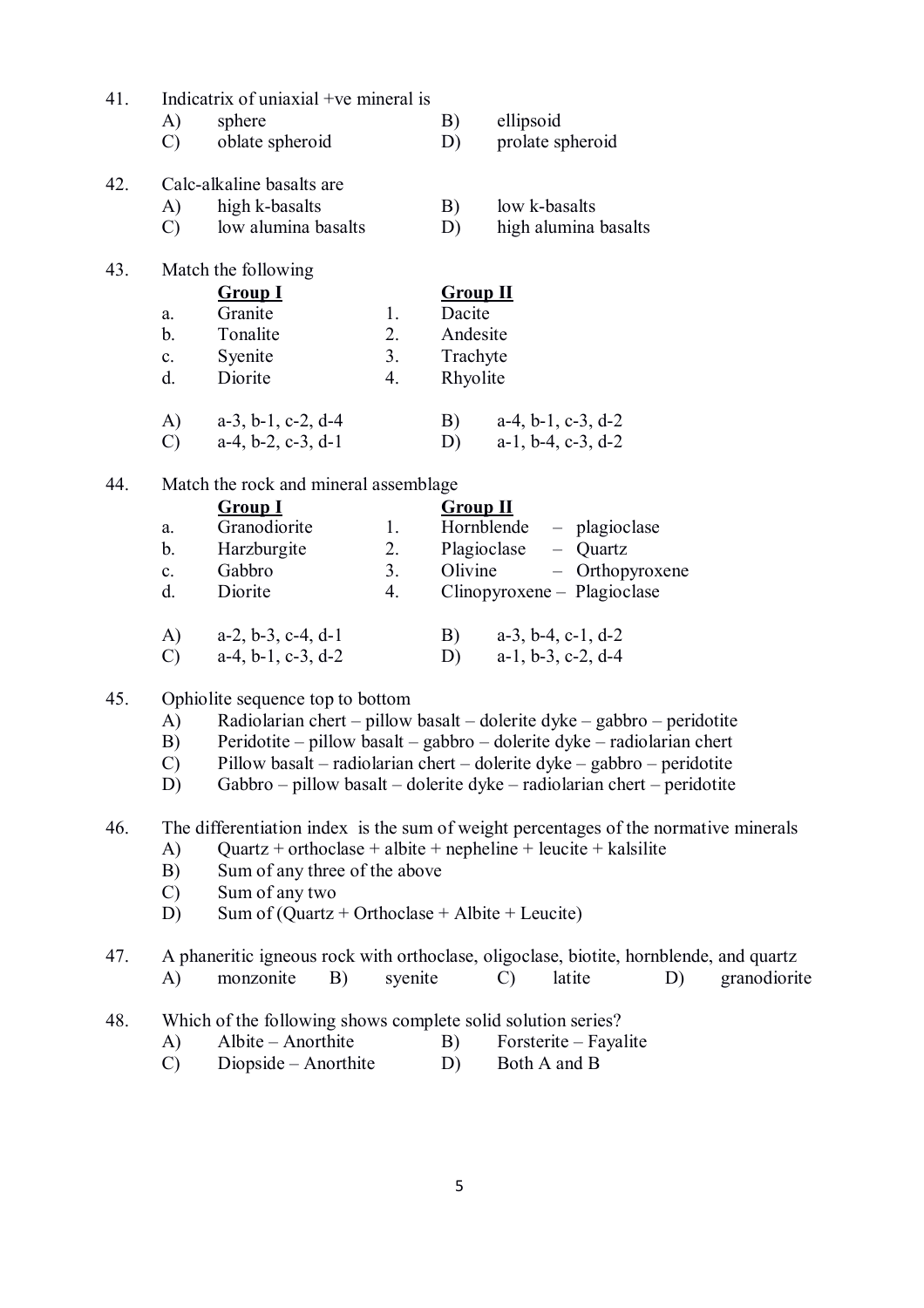41. Indicatrix of uniaxial +ve mineral is

A) sphere
B) ellipsoid
C) oblate spheroid
D) prolate spheroid

42. Calc-alkaline basalts are

A) high k-basalts
B) low k-basalts
C) low alumina basalts
D) high alumina basalts

43. Match the following

| | Group I | | Group II |
|---|---|---|---|
| a. | Granite | 1. | Dacite |
| b. | Tonalite | 2. | Andesite |
| c. | Syenite | 3. | Trachyte |
| d. | Diorite | 4. | Rhyolite |

A) a-3, b-1, c-2, d-4
B) a-4, b-1, c-3, d-2
C) a-4, b-2, c-3, d-1
D) a-1, b-4, c-3, d-2

44. Match the rock and mineral assemblage

| | Group I | | Group II |
|---|---|---|---|
| a. | Granodiorite | 1. | Hornblende – plagioclase |
| b. | Harzburgite | 2. | Plagioclase – Quartz |
| c. | Gabbro | 3. | Olivine – Orthopyroxene |
| d. | Diorite | 4. | Clinopyroxene – Plagioclase |

A) a-2, b-3, c-4, d-1
B) a-3, b-4, c-1, d-2
C) a-4, b-1, c-3, d-2
D) a-1, b-3, c-2, d-4

45. Ophiolite sequence top to bottom

A) Radiolarian chert – pillow basalt – dolerite dyke – gabbro – peridotite
B) Peridotite – pillow basalt – gabbro – dolerite dyke – radiolarian chert
C) Pillow basalt – radiolarian chert – dolerite dyke – gabbro – peridotite
D) Gabbro – pillow basalt – dolerite dyke – radiolarian chert – peridotite

46. The differentiation index is the sum of weight percentages of the normative minerals

A) Quartz + orthoclase + albite + nepheline + leucite + kalsilite
B) Sum of any three of the above
C) Sum of any two
D) Sum of (Quartz + Orthoclase + Albite + Leucite)

47. A phaneritic igneous rock with orthoclase, oligoclase, biotite, hornblende, and quartz

A) monzonite
B) syenite
C) latite
D) granodiorite

48. Which of the following shows complete solid solution series?

A) Albite – Anorthite
B) Forsterite – Fayalite
C) Diopside – Anorthite
D) Both A and B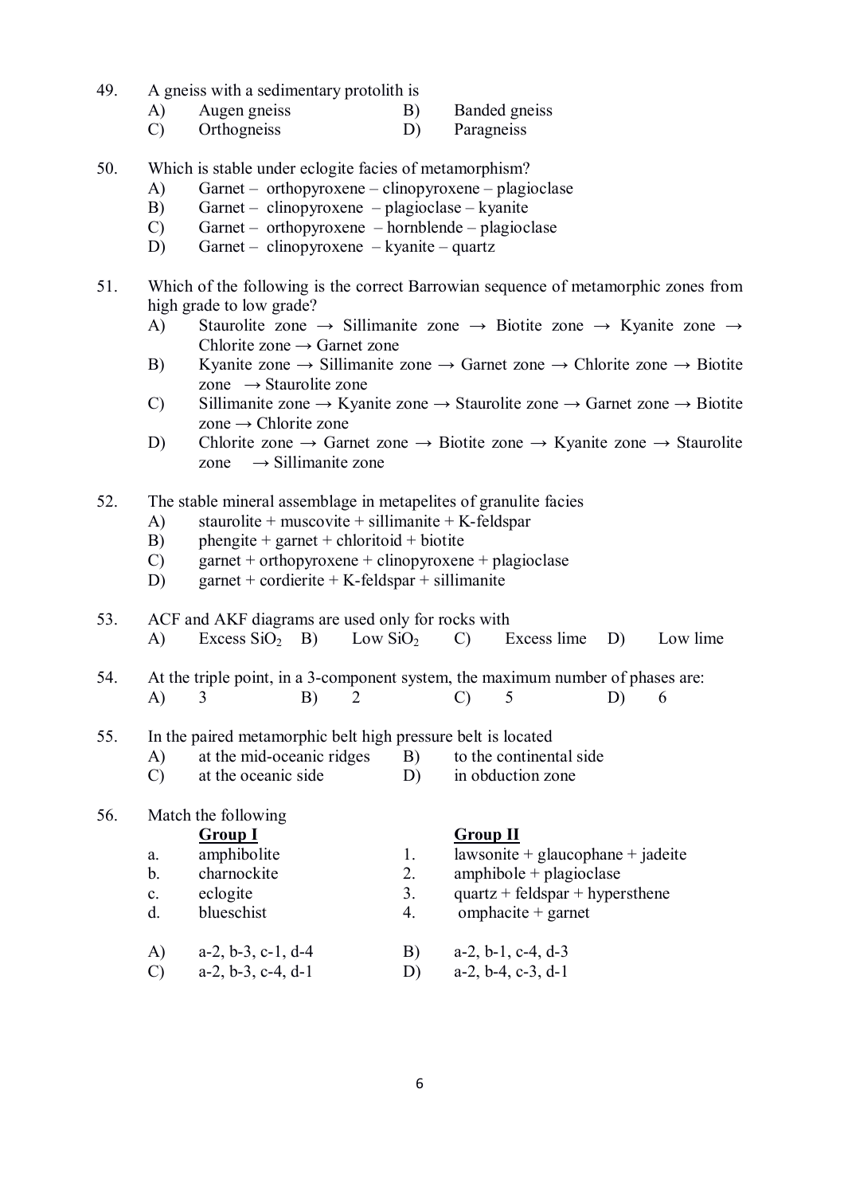49. A gneiss with a sedimentary protolith is
   A) Augen gneiss B) Banded gneiss
   C) Orthogneiss D) Paragneiss

50. Which is stable under eclogite facies of metamorphism?
   A) Garnet – orthopyroxene – clinopyroxene – plagioclase
   B) Garnet – clinopyroxene – plagioclase – kyanite
   C) Garnet – orthopyroxene – hornblende – plagioclase
   D) Garnet – clinopyroxene – kyanite – quartz

51. Which of the following is the correct Barrowian sequence of metamorphic zones from high grade to low grade?
   A) Staurolite zone → Sillimanite zone → Biotite zone → Kyanite zone → Chlorite zone → Garnet zone
   B) Kyanite zone → Sillimanite zone → Garnet zone → Chlorite zone → Biotite zone → Staurolite zone
   C) Sillimanite zone → Kyanite zone → Staurolite zone → Garnet zone → Biotite zone → Chlorite zone
   D) Chlorite zone → Garnet zone → Biotite zone → Kyanite zone → Staurolite zone → Sillimanite zone

52. The stable mineral assemblage in metapelites of granulite facies
   A) staurolite + muscovite + sillimanite + K-feldspar
   B) phengite + garnet + chloritoid + biotite
   C) garnet + orthopyroxene + clinopyroxene + plagioclase
   D) garnet + cordierite + K-feldspar + sillimanite

53. ACF and AKF diagrams are used only for rocks with
   A) Excess $SiO_2$ B) Low $SiO_2$ C) Excess lime D) Low lime

54. At the triple point, in a 3-component system, the maximum number of phases are:
   A) 3 B) 2 C) 5 D) 6

55. In the paired metamorphic belt high pressure belt is located
   A) at the mid-oceanic ridges B) to the continental side
   C) at the oceanic side D) in obduction zone

56. Match the following

|  | **Group I** |  | **Group II** |
|---|---|---|---|
| a. | amphibolite | 1. | lawsonite + glaucophane + jadeite |
| b. | charnockite | 2. | amphibole + plagioclase |
| c. | eclogite | 3. | quartz + feldspar + hypersthene |
| d. | blueschist | 4. | omphacite + garnet |

   A) a-2, b-3, c-1, d-4 B) a-2, b-1, c-4, d-3
   C) a-2, b-3, c-4, d-1 D) a-2, b-4, c-3, d-1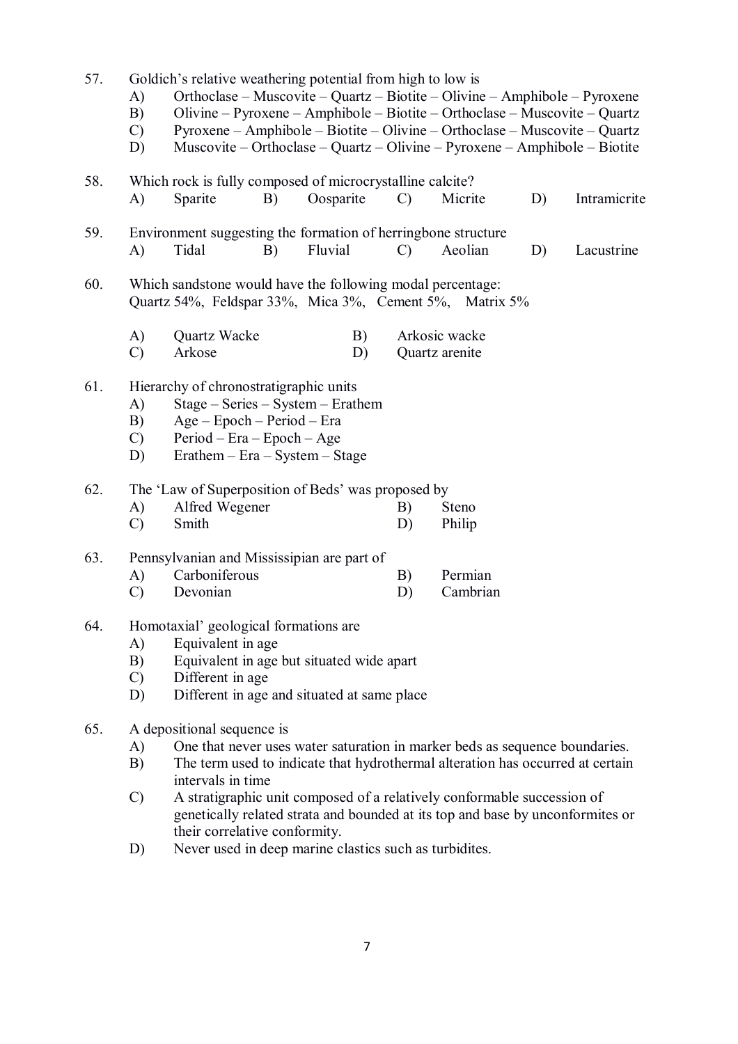57. Goldich's relative weathering potential from high to low is
    A) Orthoclase – Muscovite – Quartz – Biotite – Olivine – Amphibole – Pyroxene
    B) Olivine – Pyroxene – Amphibole – Biotite – Orthoclase – Muscovite – Quartz
    C) Pyroxene – Amphibole – Biotite – Olivine – Orthoclase – Muscovite – Quartz
    D) Muscovite – Orthoclase – Quartz – Olivine – Pyroxene – Amphibole – Biotite

58. Which rock is fully composed of microcrystalline calcite?
    A) Sparite B) Oosparite C) Micrite D) Intramicrite

59. Environment suggesting the formation of herringbone structure
    A) Tidal B) Fluvial C) Aeolian D) Lacustrine

60. Which sandstone would have the following modal percentage:
    Quartz 54%, Feldspar 33%, Mica 3%, Cement 5%, Matrix 5%

    A) Quartz Wacke B) Arkosic wacke
    C) Arkose D) Quartz arenite

61. Hierarchy of chronostratigraphic units
    A) Stage – Series – System – Erathem
    B) Age – Epoch – Period – Era
    C) Period – Era – Epoch – Age
    D) Erathem – Era – System – Stage

62. The 'Law of Superposition of Beds' was proposed by
    A) Alfred Wegener B) Steno
    C) Smith D) Philip

63. Pennsylvanian and Mississipian are part of
    A) Carboniferous B) Permian
    C) Devonian D) Cambrian

64. Homotaxial' geological formations are
    A) Equivalent in age
    B) Equivalent in age but situated wide apart
    C) Different in age
    D) Different in age and situated at same place

65. A depositional sequence is
    A) One that never uses water saturation in marker beds as sequence boundaries.
    B) The term used to indicate that hydrothermal alteration has occurred at certain intervals in time
    C) A stratigraphic unit composed of a relatively conformable succession of genetically related strata and bounded at its top and base by unconformites or their correlative conformity.
    D) Never used in deep marine clastics such as turbidites.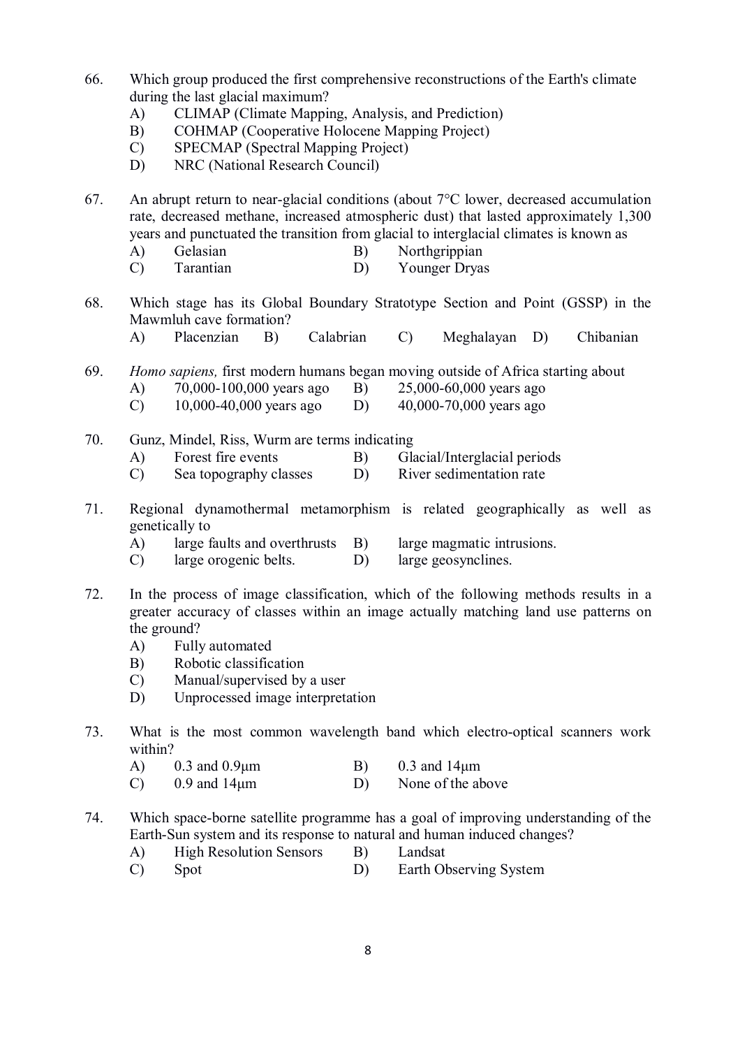66. Which group produced the first comprehensive reconstructions of the Earth's climate during the last glacial maximum?
   - A) CLIMAP (Climate Mapping, Analysis, and Prediction)
   - B) COHMAP (Cooperative Holocene Mapping Project)
   - C) SPECMAP (Spectral Mapping Project)
   - D) NRC (National Research Council)

67. An abrupt return to near-glacial conditions (about 7°C lower, decreased accumulation rate, decreased methane, increased atmospheric dust) that lasted approximately 1,300 years and punctuated the transition from glacial to interglacial climates is known as
   - A) Gelasian
   - B) Northgrippian
   - C) Tarantian
   - D) Younger Dryas

68. Which stage has its Global Boundary Stratotype Section and Point (GSSP) in the Mawmluh cave formation?
   - A) Placenzian
   - B) Calabrian
   - C) Meghalayan
   - D) Chibanian

69. *Homo sapiens,* first modern humans began moving outside of Africa starting about
   - A) 70,000-100,000 years ago
   - B) 25,000-60,000 years ago
   - C) 10,000-40,000 years ago
   - D) 40,000-70,000 years ago

70. Gunz, Mindel, Riss, Wurm are terms indicating
   - A) Forest fire events
   - B) Glacial/Interglacial periods
   - C) Sea topography classes
   - D) River sedimentation rate

71. Regional dynamothermal metamorphism is related geographically as well as genetically to
   - A) large faults and overthrusts
   - B) large magmatic intrusions.
   - C) large orogenic belts.
   - D) large geosynclines.

72. In the process of image classification, which of the following methods results in a greater accuracy of classes within an image actually matching land use patterns on the ground?
   - A) Fully automated
   - B) Robotic classification
   - C) Manual/supervised by a user
   - D) Unprocessed image interpretation

73. What is the most common wavelength band which electro-optical scanners work within?
   - A) 0.3 and 0.9µm
   - B) 0.3 and 14µm
   - C) 0.9 and 14µm
   - D) None of the above

74. Which space-borne satellite programme has a goal of improving understanding of the Earth-Sun system and its response to natural and human induced changes?
   - A) High Resolution Sensors
   - B) Landsat
   - C) Spot
   - D) Earth Observing System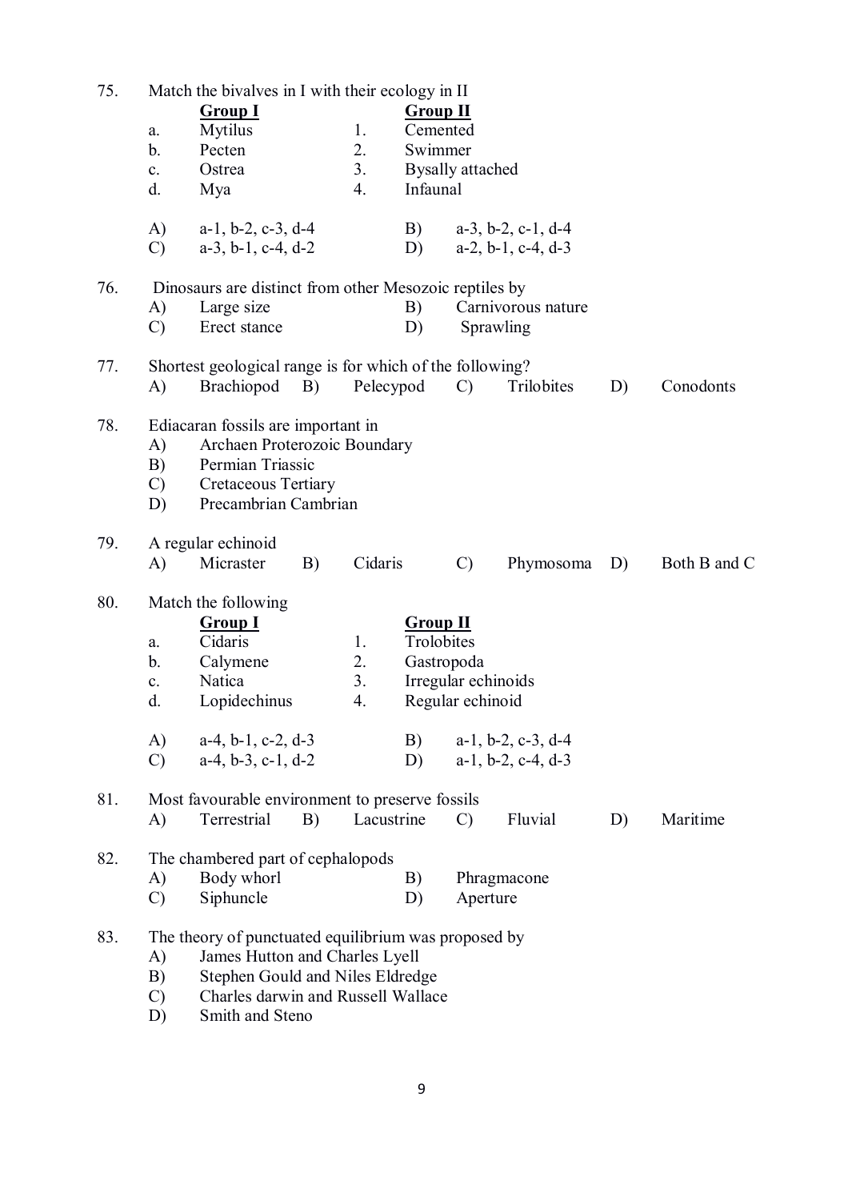75. Match the bivalves in I with their ecology in II

| | Group I | | Group II |
|---|---|---|---|
| a. | Mytilus | 1. | Cemented |
| b. | Pecten | 2. | Swimmer |
| c. | Ostrea | 3. | Bysally attached |
| d. | Mya | 4. | Infaunal |

A) a-1, b-2, c-3, d-4  B) a-3, b-2, c-1, d-4
C) a-3, b-1, c-4, d-2  D) a-2, b-1, c-4, d-3

76. Dinosaurs are distinct from other Mesozoic reptiles by
A) Large size  B) Carnivorous nature
C) Erect stance  D) Sprawling

77. Shortest geological range is for which of the following?
A) Brachiopod  B) Pelecypod  C) Trilobites  D) Conodonts

78. Ediacaran fossils are important in
A) Archaen Proterozoic Boundary
B) Permian Triassic
C) Cretaceous Tertiary
D) Precambrian Cambrian

79. A regular echinoid
A) Micraster  B) Cidaris  C) Phymosoma  D) Both B and C

80. Match the following

| | Group I | | Group II |
|---|---|---|---|
| a. | Cidaris | 1. | Trolobites |
| b. | Calymene | 2. | Gastropoda |
| c. | Natica | 3. | Irregular echinoids |
| d. | Lopidechinus | 4. | Regular echinoid |

A) a-4, b-1, c-2, d-3  B) a-1, b-2, c-3, d-4
C) a-4, b-3, c-1, d-2  D) a-1, b-2, c-4, d-3

81. Most favourable environment to preserve fossils
A) Terrestrial  B) Lacustrine  C) Fluvial  D) Maritime

82. The chambered part of cephalopods
A) Body whorl  B) Phragmacone
C) Siphuncle  D) Aperture

83. The theory of punctuated equilibrium was proposed by
A) James Hutton and Charles Lyell
B) Stephen Gould and Niles Eldredge
C) Charles darwin and Russell Wallace
D) Smith and Steno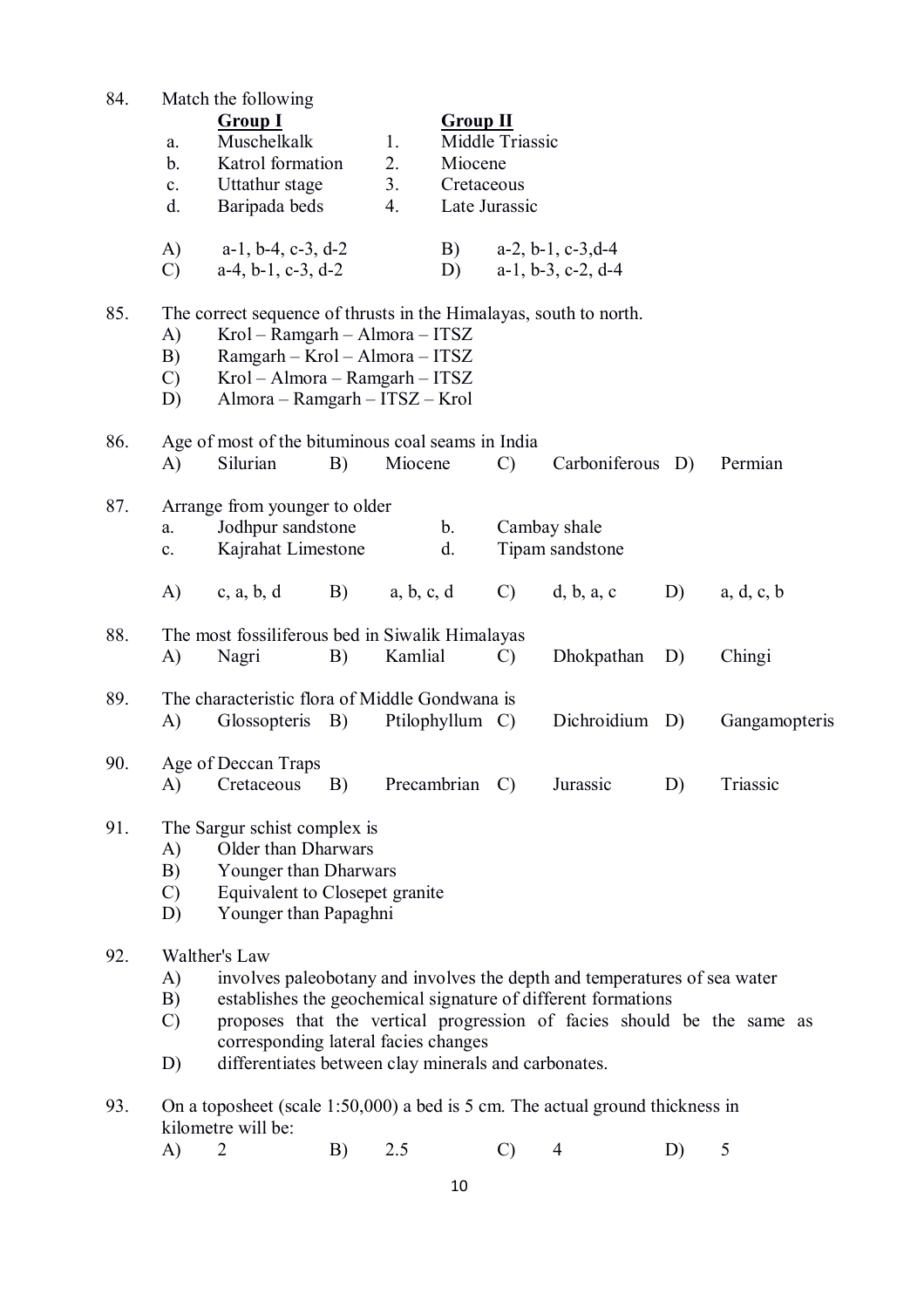84. Match the following

| | Group I | | Group II |
|---|---|---|---|
| a. | Muschelkalk | 1. | Middle Triassic |
| b. | Katrol formation | 2. | Miocene |
| c. | Uttathur stage | 3. | Cretaceous |
| d. | Baripada beds | 4. | Late Jurassic |

A) a-1, b-4, c-3, d-2  B) a-2, b-1, c-3, d-4
C) a-4, b-1, c-3, d-2  D) a-1, b-3, c-2, d-4

85. The correct sequence of thrusts in the Himalayas, south to north.
A) Krol – Ramgarh – Almora – ITSZ
B) Ramgarh – Krol – Almora – ITSZ
C) Krol – Almora – Ramgarh – ITSZ
D) Almora – Ramgarh – ITSZ – Krol

86. Age of most of the bituminous coal seams in India
A) Silurian B) Miocene C) Carboniferous D) Permian

87. Arrange from younger to older
a. Jodhpur sandstone  b. Cambay shale
c. Kajrahat Limestone  d. Tipam sandstone

A) c, a, b, d B) a, b, c, d C) d, b, a, c D) a, d, c, b

88. The most fossiliferous bed in Siwalik Himalayas
A) Nagri B) Kamlial C) Dhokpathan D) Chingi

89. The characteristic flora of Middle Gondwana is
A) Glossopteris B) Ptilophyllum C) Dichroidium D) Gangamopteris

90. Age of Deccan Traps
A) Cretaceous B) Precambrian C) Jurassic D) Triassic

91. The Sargur schist complex is
A) Older than Dharwars
B) Younger than Dharwars
C) Equivalent to Closepet granite
D) Younger than Papaghni

92. Walther's Law
A) involves paleobotany and involves the depth and temperatures of sea water
B) establishes the geochemical signature of different formations
C) proposes that the vertical progression of facies should be the same as corresponding lateral facies changes
D) differentiates between clay minerals and carbonates.

93. On a toposheet (scale 1:50,000) a bed is 5 cm. The actual ground thickness in kilometre will be:
A) 2 B) 2.5 C) 4 D) 5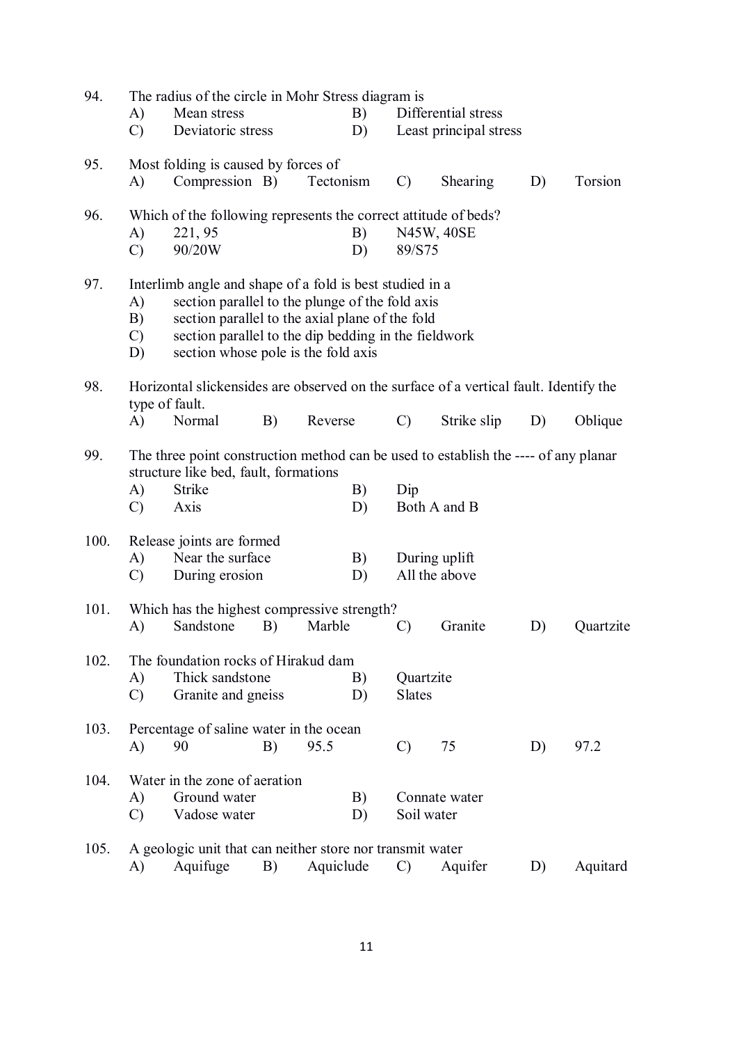94. The radius of the circle in Mohr Stress diagram is
   A) Mean stress
   B) Differential stress
   C) Deviatoric stress
   D) Least principal stress

95. Most folding is caused by forces of
   A) Compression
   B) Tectonism
   C) Shearing
   D) Torsion

96. Which of the following represents the correct attitude of beds?
   A) 221, 95
   B) N45W, 40SE
   C) 90/20W
   D) 89/S75

97. Interlimb angle and shape of a fold is best studied in a
   A) section parallel to the plunge of the fold axis
   B) section parallel to the axial plane of the fold
   C) section parallel to the dip bedding in the fieldwork
   D) section whose pole is the fold axis

98. Horizontal slickensides are observed on the surface of a vertical fault. Identify the type of fault.
   A) Normal
   B) Reverse
   C) Strike slip
   D) Oblique

99. The three point construction method can be used to establish the ---- of any planar structure like bed, fault, formations
   A) Strike
   B) Dip
   C) Axis
   D) Both A and B

100. Release joints are formed
   A) Near the surface
   B) During uplift
   C) During erosion
   D) All the above

101. Which has the highest compressive strength?
   A) Sandstone
   B) Marble
   C) Granite
   D) Quartzite

102. The foundation rocks of Hirakud dam
   A) Thick sandstone
   B) Quartzite
   C) Granite and gneiss
   D) Slates

103. Percentage of saline water in the ocean
   A) 90
   B) 95.5
   C) 75
   D) 97.2

104. Water in the zone of aeration
   A) Ground water
   B) Connate water
   C) Vadose water
   D) Soil water

105. A geologic unit that can neither store nor transmit water
   A) Aquifuge
   B) Aquiclude
   C) Aquifer
   D) Aquitard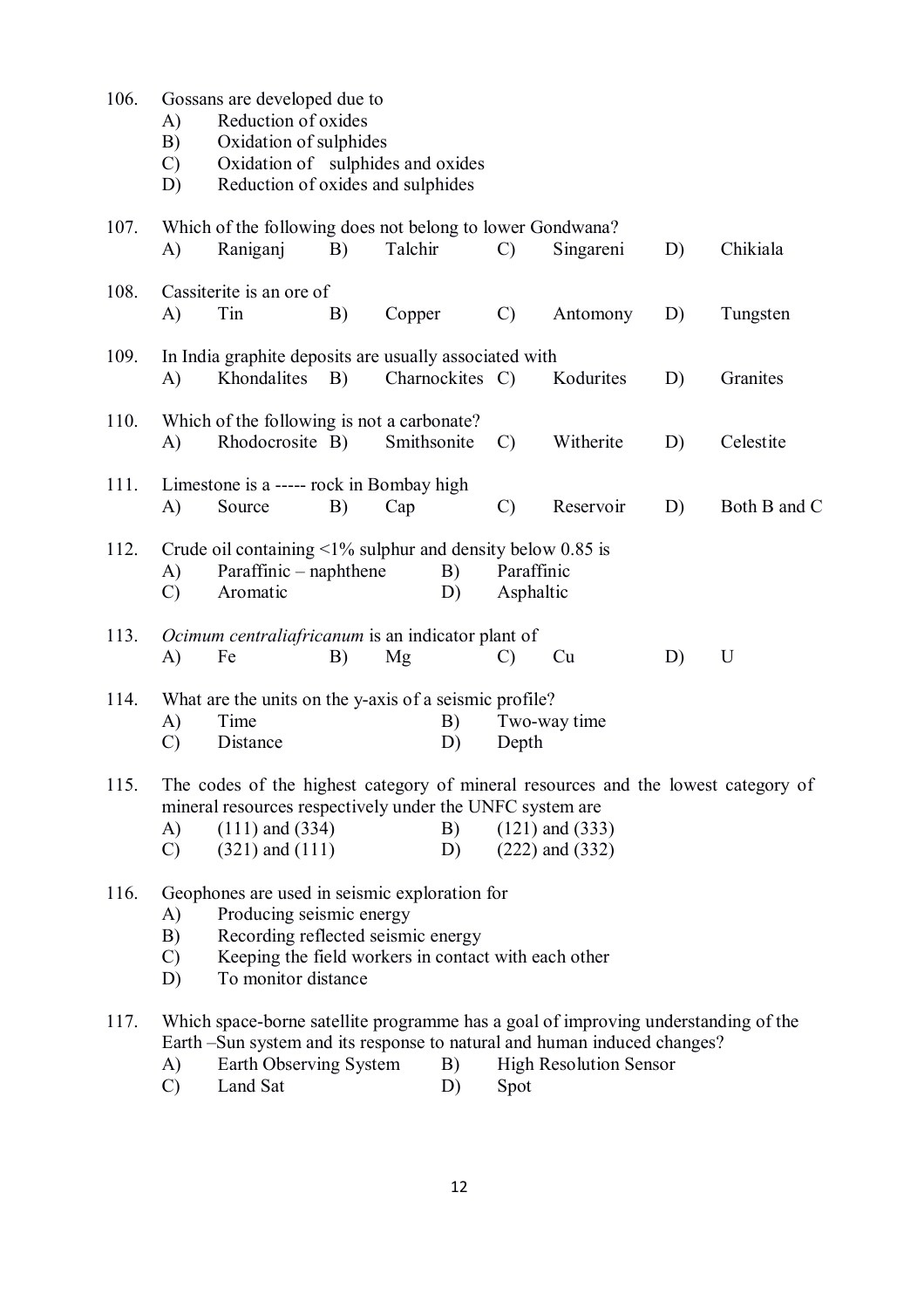106. Gossans are developed due to
    - A) Reduction of oxides
    - B) Oxidation of sulphides
    - C) Oxidation of sulphides and oxides
    - D) Reduction of oxides and sulphides

107. Which of the following does not belong to lower Gondwana?
    A) Raniganj B) Talchir C) Singareni D) Chikiala

108. Cassiterite is an ore of
    A) Tin B) Copper C) Antomony D) Tungsten

109. In India graphite deposits are usually associated with
    A) Khondalites B) Charnockites C) Kodurites D) Granites

110. Which of the following is not a carbonate?
    A) Rhodocrosite B) Smithsonite C) Witherite D) Celestite

111. Limestone is a ----- rock in Bombay high
    A) Source B) Cap C) Reservoir D) Both B and C

112. Crude oil containing <1% sulphur and density below 0.85 is
    - A) Paraffinic – naphthene
    - B) Paraffinic
    - C) Aromatic
    - D) Asphaltic

113. *Ocimum centraliafricanum* is an indicator plant of
    A) Fe B) Mg C) Cu D) U

114. What are the units on the y-axis of a seismic profile?
    - A) Time
    - B) Two-way time
    - C) Distance
    - D) Depth

115. The codes of the highest category of mineral resources and the lowest category of mineral resources respectively under the UNFC system are
    - A) (111) and (334)
    - B) (121) and (333)
    - C) (321) and (111)
    - D) (222) and (332)

116. Geophones are used in seismic exploration for
    - A) Producing seismic energy
    - B) Recording reflected seismic energy
    - C) Keeping the field workers in contact with each other
    - D) To monitor distance

117. Which space-borne satellite programme has a goal of improving understanding of the Earth –Sun system and its response to natural and human induced changes?
    - A) Earth Observing System
    - B) High Resolution Sensor
    - C) Land Sat
    - D) Spot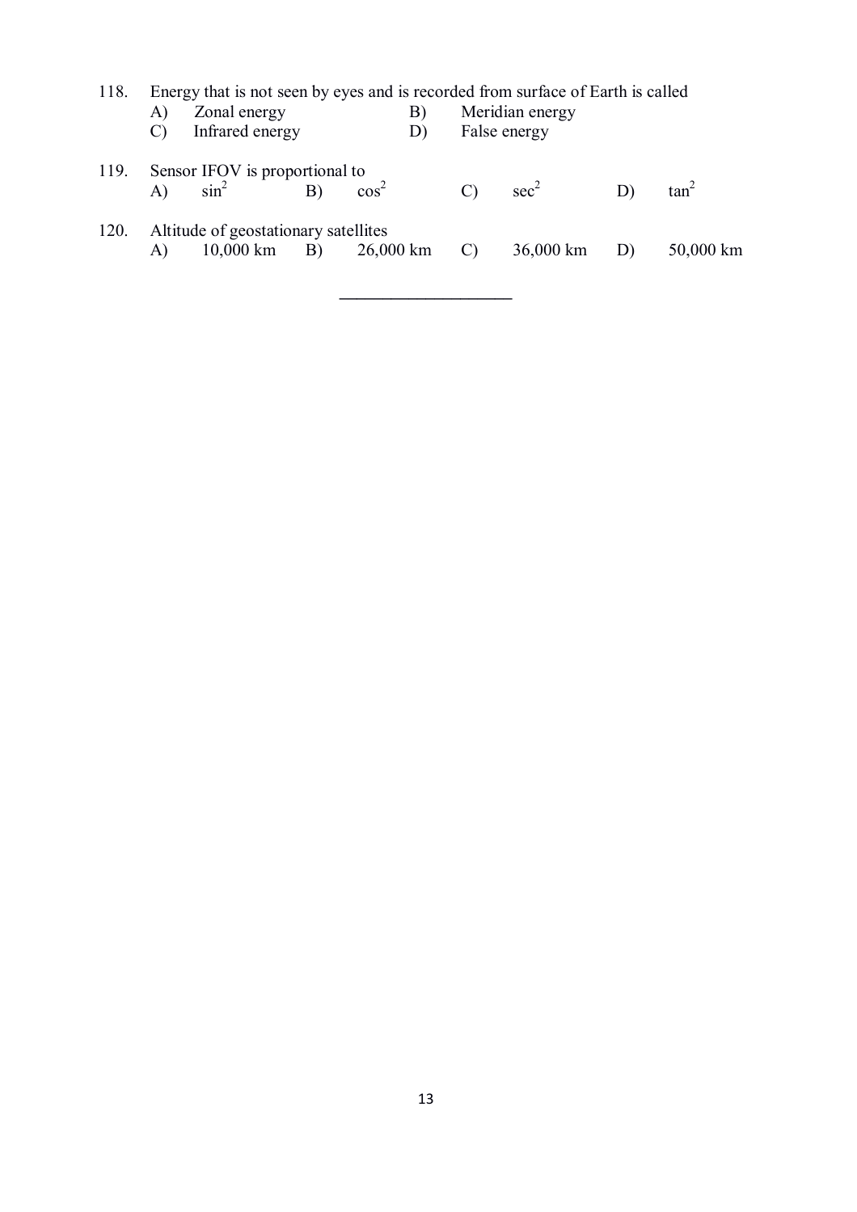118. Energy that is not seen by eyes and is recorded from surface of Earth is called

A) Zonal energy  B) Meridian energy
C) Infrared energy  D) False energy

119. Sensor IFOV is proportional to

A) $\sin^2$  B) $\cos^2$  C) $\sec^2$  D) $\tan^2$

120. Altitude of geostationary satellites

A) 10,000 km  B) 26,000 km  C) 36,000 km  D) 50,000 km

---